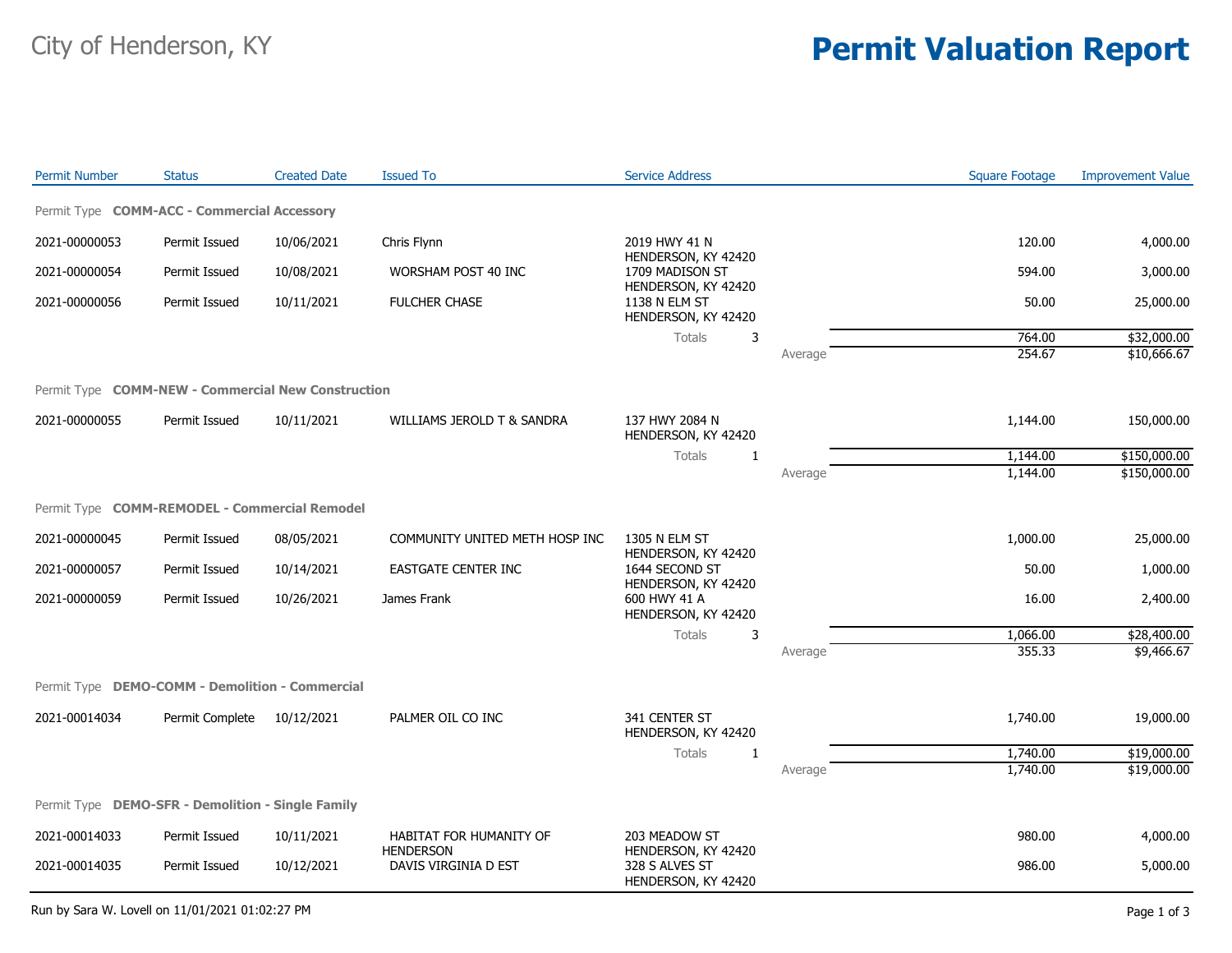City of Henderson, KY

# Permit Valuation Report

| Permit Number | Status | Created Date | Issued To | Service Address | | Square Footage | Improvement Value |
|---|---|---|---|---|---|---|---|
| **Permit Type COMM-ACC - Commercial Accessory** | | | | | | | |
| 2021-00000053 | Permit Issued | 10/06/2021 | Chris Flynn | 2019 HWY 41 N HENDERSON, KY 42420 | | 120.00 | 4,000.00 |
| 2021-00000054 | Permit Issued | 10/08/2021 | WORSHAM POST 40 INC | 1709 MADISON ST HENDERSON, KY 42420 | | 594.00 | 3,000.00 |
| 2021-00000056 | Permit Issued | 10/11/2021 | FULCHER CHASE | 1138 N ELM ST HENDERSON, KY 42420 | | 50.00 | 25,000.00 |
| | | | | Totals 3 | | 764.00 | $32,000.00 |
| | | | | | Average | 254.67 | $10,666.67 |
| **Permit Type COMM-NEW - Commercial New Construction** | | | | | | | |
| 2021-00000055 | Permit Issued | 10/11/2021 | WILLIAMS JEROLD T & SANDRA | 137 HWY 2084 N HENDERSON, KY 42420 | | 1,144.00 | 150,000.00 |
| | | | | Totals 1 | | 1,144.00 | $150,000.00 |
| | | | | | Average | 1,144.00 | $150,000.00 |
| **Permit Type COMM-REMODEL - Commercial Remodel** | | | | | | | |
| 2021-00000045 | Permit Issued | 08/05/2021 | COMMUNITY UNITED METH HOSP INC | 1305 N ELM ST HENDERSON, KY 42420 | | 1,000.00 | 25,000.00 |
| 2021-00000057 | Permit Issued | 10/14/2021 | EASTGATE CENTER INC | 1644 SECOND ST HENDERSON, KY 42420 | | 50.00 | 1,000.00 |
| 2021-00000059 | Permit Issued | 10/26/2021 | James Frank | 600 HWY 41 A HENDERSON, KY 42420 | | 16.00 | 2,400.00 |
| | | | | Totals 3 | | 1,066.00 | $28,400.00 |
| | | | | | Average | 355.33 | $9,466.67 |
| **Permit Type DEMO-COMM - Demolition - Commercial** | | | | | | | |
| 2021-00014034 | Permit Complete | 10/12/2021 | PALMER OIL CO INC | 341 CENTER ST HENDERSON, KY 42420 | | 1,740.00 | 19,000.00 |
| | | | | Totals 1 | | 1,740.00 | $19,000.00 |
| | | | | | Average | 1,740.00 | $19,000.00 |
| **Permit Type DEMO-SFR - Demolition - Single Family** | | | | | | | |
| 2021-00014033 | Permit Issued | 10/11/2021 | HABITAT FOR HUMANITY OF HENDERSON | 203 MEADOW ST HENDERSON, KY 42420 | | 980.00 | 4,000.00 |
| 2021-00014035 | Permit Issued | 10/12/2021 | DAVIS VIRGINIA D EST | 328 S ALVES ST HENDERSON, KY 42420 | | 986.00 | 5,000.00 |

Run by Sara W. Lovell on 11/01/2021 01:02:27 PM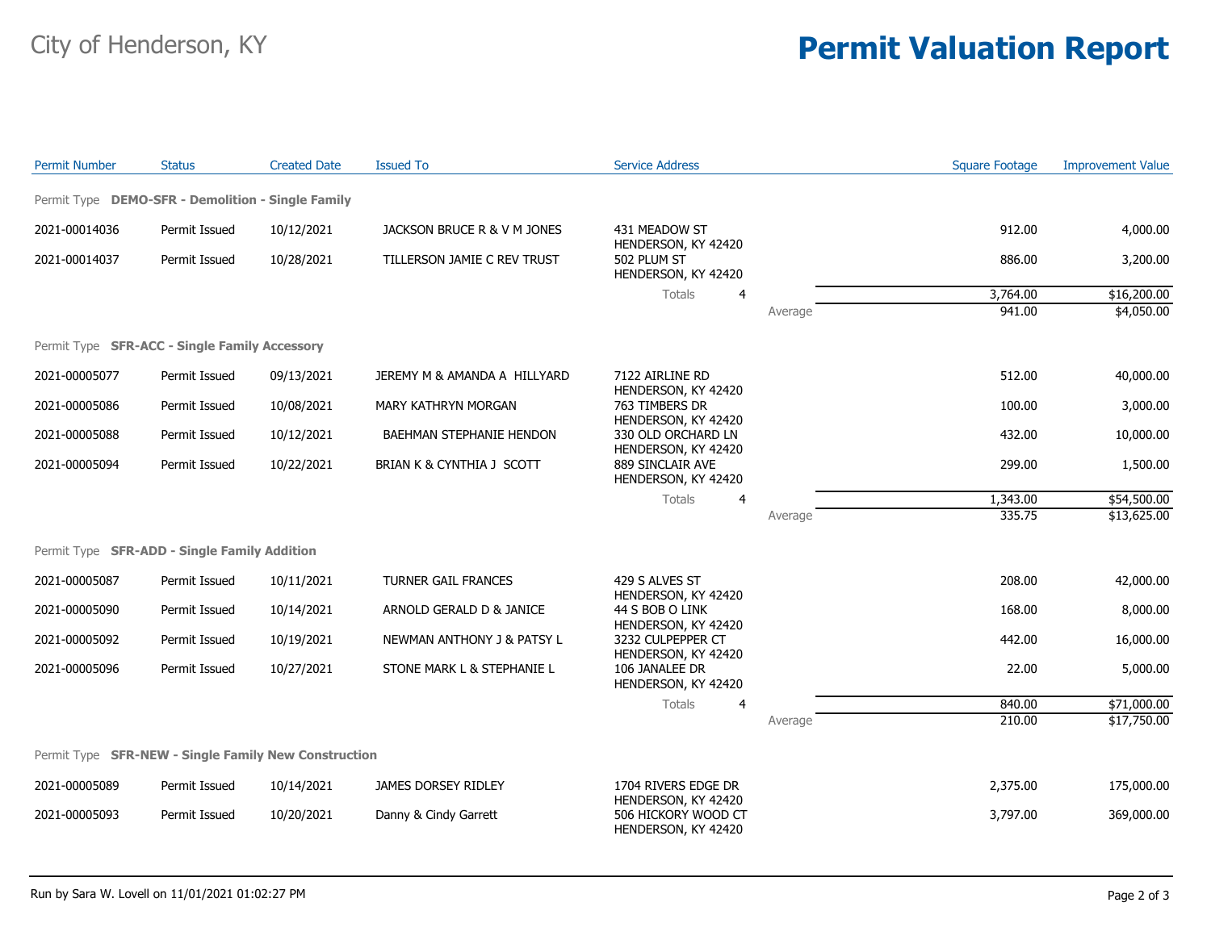City of Henderson, KY

# Permit Valuation Report

| Permit Number | Status | Created Date | Issued To | Service Address | | Square Footage | Improvement Value |
|---|---|---|---|---|---|---|---|
| **Permit Type DEMO-SFR - Demolition - Single Family** | | | | | | | |
| 2021-00014036 | Permit Issued | 10/12/2021 | JACKSON BRUCE R & V M JONES | 431 MEADOW ST HENDERSON, KY 42420 | | 912.00 | 4,000.00 |
| 2021-00014037 | Permit Issued | 10/28/2021 | TILLERSON JAMIE C REV TRUST | 502 PLUM ST HENDERSON, KY 42420 | | 886.00 | 3,200.00 |
| | | | | Totals 4 | | 3,764.00 | $16,200.00 |
| | | | | | Average | 941.00 | $4,050.00 |
| **Permit Type SFR-ACC - Single Family Accessory** | | | | | | | |
| 2021-00005077 | Permit Issued | 09/13/2021 | JEREMY M & AMANDA A HILLYARD | 7122 AIRLINE RD HENDERSON, KY 42420 | | 512.00 | 40,000.00 |
| 2021-00005086 | Permit Issued | 10/08/2021 | MARY KATHRYN MORGAN | 763 TIMBERS DR HENDERSON, KY 42420 | | 100.00 | 3,000.00 |
| 2021-00005088 | Permit Issued | 10/12/2021 | BAEHMAN STEPHANIE HENDON | 330 OLD ORCHARD LN HENDERSON, KY 42420 | | 432.00 | 10,000.00 |
| 2021-00005094 | Permit Issued | 10/22/2021 | BRIAN K & CYNTHIA J SCOTT | 889 SINCLAIR AVE HENDERSON, KY 42420 | | 299.00 | 1,500.00 |
| | | | | Totals 4 | | 1,343.00 | $54,500.00 |
| | | | | | Average | 335.75 | $13,625.00 |
| **Permit Type SFR-ADD - Single Family Addition** | | | | | | | |
| 2021-00005087 | Permit Issued | 10/11/2021 | TURNER GAIL FRANCES | 429 S ALVES ST HENDERSON, KY 42420 | | 208.00 | 42,000.00 |
| 2021-00005090 | Permit Issued | 10/14/2021 | ARNOLD GERALD D & JANICE | 44 S BOB O LINK HENDERSON, KY 42420 | | 168.00 | 8,000.00 |
| 2021-00005092 | Permit Issued | 10/19/2021 | NEWMAN ANTHONY J & PATSY L | 3232 CULPEPPER CT HENDERSON, KY 42420 | | 442.00 | 16,000.00 |
| 2021-00005096 | Permit Issued | 10/27/2021 | STONE MARK L & STEPHANIE L | 106 JANALEE DR HENDERSON, KY 42420 | | 22.00 | 5,000.00 |
| | | | | Totals 4 | | 840.00 | $71,000.00 |
| | | | | | Average | 210.00 | $17,750.00 |
| **Permit Type SFR-NEW - Single Family New Construction** | | | | | | | |
| 2021-00005089 | Permit Issued | 10/14/2021 | JAMES DORSEY RIDLEY | 1704 RIVERS EDGE DR HENDERSON, KY 42420 | | 2,375.00 | 175,000.00 |
| 2021-00005093 | Permit Issued | 10/20/2021 | Danny & Cindy Garrett | 506 HICKORY WOOD CT HENDERSON, KY 42420 | | 3,797.00 | 369,000.00 |

Run by Sara W. Lovell on 11/01/2021 01:02:27 PM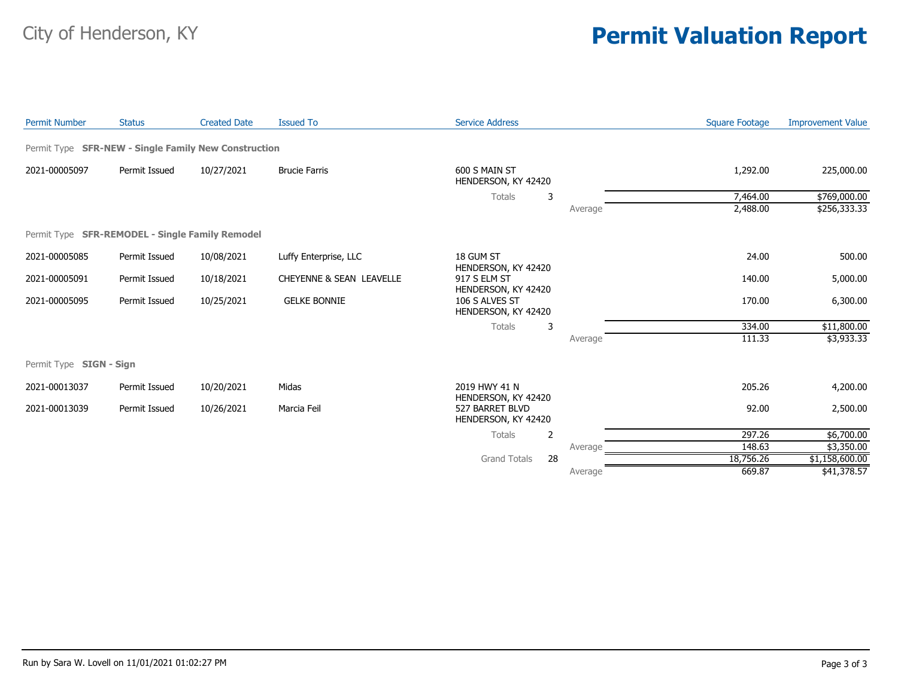City of Henderson, KY

# Permit Valuation Report

| Permit Number | Status | Created Date | Issued To | Service Address | | | Square Footage | Improvement Value |
|---|---|---|---|---|---|---|---|---|
| Permit Type **SFR-NEW - Single Family New Construction** | | | | | | | | |
| 2021-00005097 | Permit Issued | 10/27/2021 | Brucie Farris | 600 S MAIN ST HENDERSON, KY 42420 | | | 1,292.00 | 225,000.00 |
| | | | | Totals | 3 | | 7,464.00 | $769,000.00 |
| | | | | | | Average | 2,488.00 | $256,333.33 |
| Permit Type **SFR-REMODEL - Single Family Remodel** | | | | | | | | |
| 2021-00005085 | Permit Issued | 10/08/2021 | Luffy Enterprise, LLC | 18 GUM ST HENDERSON, KY 42420 | | | 24.00 | 500.00 |
| 2021-00005091 | Permit Issued | 10/18/2021 | CHEYENNE & SEAN LEAVELLE | 917 S ELM ST HENDERSON, KY 42420 | | | 140.00 | 5,000.00 |
| 2021-00005095 | Permit Issued | 10/25/2021 | GELKE BONNIE | 106 S ALVES ST HENDERSON, KY 42420 | | | 170.00 | 6,300.00 |
| | | | | Totals | 3 | | 334.00 | $11,800.00 |
| | | | | | | Average | 111.33 | $3,933.33 |
| Permit Type **SIGN - Sign** | | | | | | | | |
| 2021-00013037 | Permit Issued | 10/20/2021 | Midas | 2019 HWY 41 N HENDERSON, KY 42420 | | | 205.26 | 4,200.00 |
| 2021-00013039 | Permit Issued | 10/26/2021 | Marcia Feil | 527 BARRET BLVD HENDERSON, KY 42420 | | | 92.00 | 2,500.00 |
| | | | | Totals | 2 | | 297.26 | $6,700.00 |
| | | | | | | Average | 148.63 | $3,350.00 |
| | | | | Grand Totals | 28 | | 18,756.26 | $1,158,600.00 |
| | | | | | | Average | 669.87 | $41,378.57 |

Run by Sara W. Lovell on 11/01/2021 01:02:27 PM